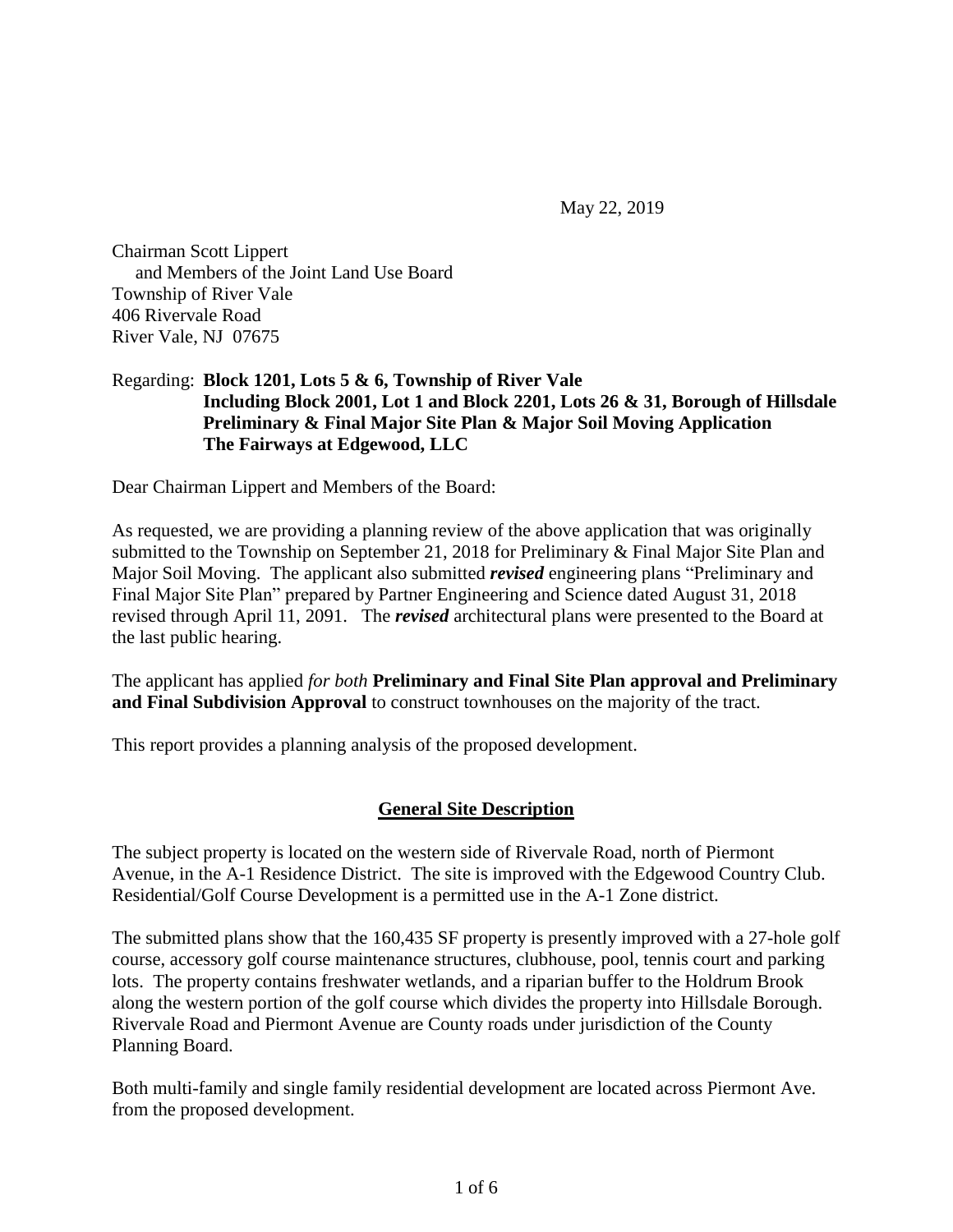May 22, 2019

Chairman Scott Lippert
and Members of the Joint Land Use Board
Township of River Vale
406 Rivervale Road
River Vale, NJ 07675

Regarding: **Block 1201, Lots 5 & 6, Township of River Vale**
**Including Block 2001, Lot 1 and Block 2201, Lots 26 & 31, Borough of Hillsdale**
**Preliminary & Final Major Site Plan & Major Soil Moving Application**
**The Fairways at Edgewood, LLC**

Dear Chairman Lippert and Members of the Board:

As requested, we are providing a planning review of the above application that was originally submitted to the Township on September 21, 2018 for Preliminary & Final Major Site Plan and Major Soil Moving. The applicant also submitted ***revised*** engineering plans "Preliminary and Final Major Site Plan" prepared by Partner Engineering and Science dated August 31, 2018 revised through April 11, 2091. The ***revised*** architectural plans were presented to the Board at the last public hearing.

The applicant has applied *for both* **Preliminary and Final Site Plan approval and Preliminary and Final Subdivision Approval** to construct townhouses on the majority of the tract.

This report provides a planning analysis of the proposed development.

## General Site Description

The subject property is located on the western side of Rivervale Road, north of Piermont Avenue, in the A-1 Residence District. The site is improved with the Edgewood Country Club. Residential/Golf Course Development is a permitted use in the A-1 Zone district.

The submitted plans show that the 160,435 SF property is presently improved with a 27-hole golf course, accessory golf course maintenance structures, clubhouse, pool, tennis court and parking lots. The property contains freshwater wetlands, and a riparian buffer to the Holdrum Brook along the western portion of the golf course which divides the property into Hillsdale Borough. Rivervale Road and Piermont Avenue are County roads under jurisdiction of the County Planning Board.

Both multi-family and single family residential development are located across Piermont Ave. from the proposed development.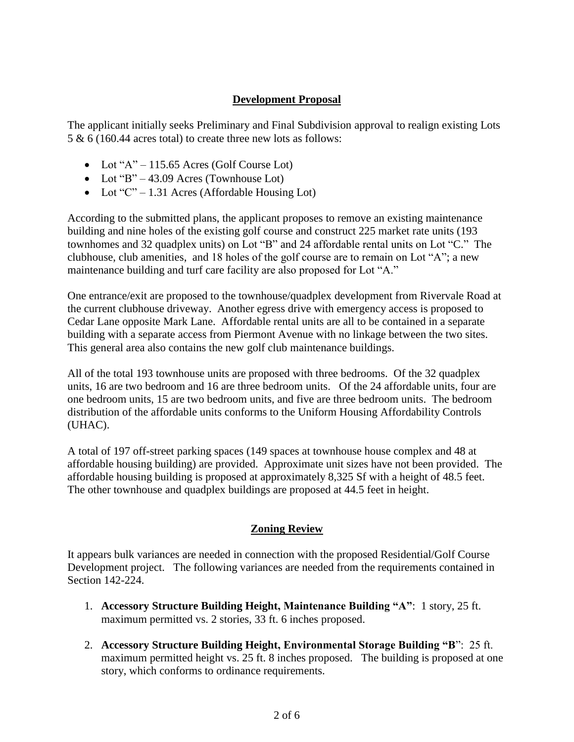## Development Proposal

The applicant initially seeks Preliminary and Final Subdivision approval to realign existing Lots 5 & 6 (160.44 acres total) to create three new lots as follows:

- Lot "A" – 115.65 Acres (Golf Course Lot)
- Lot "B" – 43.09 Acres (Townhouse Lot)
- Lot "C" – 1.31 Acres (Affordable Housing Lot)

According to the submitted plans, the applicant proposes to remove an existing maintenance building and nine holes of the existing golf course and construct 225 market rate units (193 townhomes and 32 quadplex units) on Lot "B" and 24 affordable rental units on Lot "C." The clubhouse, club amenities, and 18 holes of the golf course are to remain on Lot "A"; a new maintenance building and turf care facility are also proposed for Lot "A."

One entrance/exit are proposed to the townhouse/quadplex development from Rivervale Road at the current clubhouse driveway. Another egress drive with emergency access is proposed to Cedar Lane opposite Mark Lane. Affordable rental units are all to be contained in a separate building with a separate access from Piermont Avenue with no linkage between the two sites. This general area also contains the new golf club maintenance buildings.

All of the total 193 townhouse units are proposed with three bedrooms. Of the 32 quadplex units, 16 are two bedroom and 16 are three bedroom units. Of the 24 affordable units, four are one bedroom units, 15 are two bedroom units, and five are three bedroom units. The bedroom distribution of the affordable units conforms to the Uniform Housing Affordability Controls (UHAC).

A total of 197 off-street parking spaces (149 spaces at townhouse house complex and 48 at affordable housing building) are provided. Approximate unit sizes have not been provided. The affordable housing building is proposed at approximately 8,325 Sf with a height of 48.5 feet. The other townhouse and quadplex buildings are proposed at 44.5 feet in height.

## Zoning Review

It appears bulk variances are needed in connection with the proposed Residential/Golf Course Development project. The following variances are needed from the requirements contained in Section 142-224.

1. **Accessory Structure Building Height, Maintenance Building "A"**: 1 story, 25 ft. maximum permitted vs. 2 stories, 33 ft. 6 inches proposed.
2. **Accessory Structure Building Height, Environmental Storage Building "B"**: 25 ft. maximum permitted height vs. 25 ft. 8 inches proposed. The building is proposed at one story, which conforms to ordinance requirements.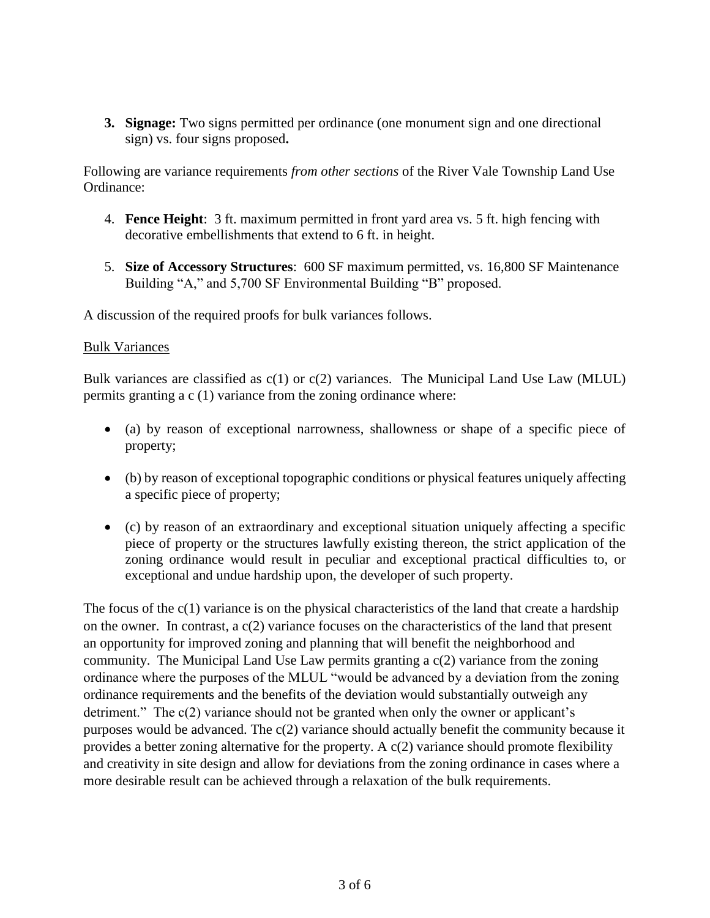3. **Signage:** Two signs permitted per ordinance (one monument sign and one directional sign) vs. four signs proposed**.**

Following are variance requirements *from other sections* of the River Vale Township Land Use Ordinance:

4. **Fence Height**: 3 ft. maximum permitted in front yard area vs. 5 ft. high fencing with decorative embellishments that extend to 6 ft. in height.

5. **Size of Accessory Structures**: 600 SF maximum permitted, vs. 16,800 SF Maintenance Building "A," and 5,700 SF Environmental Building "B" proposed.

A discussion of the required proofs for bulk variances follows.

Bulk Variances

Bulk variances are classified as c(1) or c(2) variances. The Municipal Land Use Law (MLUL) permits granting a c (1) variance from the zoning ordinance where:

- (a) by reason of exceptional narrowness, shallowness or shape of a specific piece of property;
- (b) by reason of exceptional topographic conditions or physical features uniquely affecting a specific piece of property;
- (c) by reason of an extraordinary and exceptional situation uniquely affecting a specific piece of property or the structures lawfully existing thereon, the strict application of the zoning ordinance would result in peculiar and exceptional practical difficulties to, or exceptional and undue hardship upon, the developer of such property.

The focus of the c(1) variance is on the physical characteristics of the land that create a hardship on the owner. In contrast, a c(2) variance focuses on the characteristics of the land that present an opportunity for improved zoning and planning that will benefit the neighborhood and community. The Municipal Land Use Law permits granting a c(2) variance from the zoning ordinance where the purposes of the MLUL "would be advanced by a deviation from the zoning ordinance requirements and the benefits of the deviation would substantially outweigh any detriment." The c(2) variance should not be granted when only the owner or applicant's purposes would be advanced. The c(2) variance should actually benefit the community because it provides a better zoning alternative for the property. A c(2) variance should promote flexibility and creativity in site design and allow for deviations from the zoning ordinance in cases where a more desirable result can be achieved through a relaxation of the bulk requirements.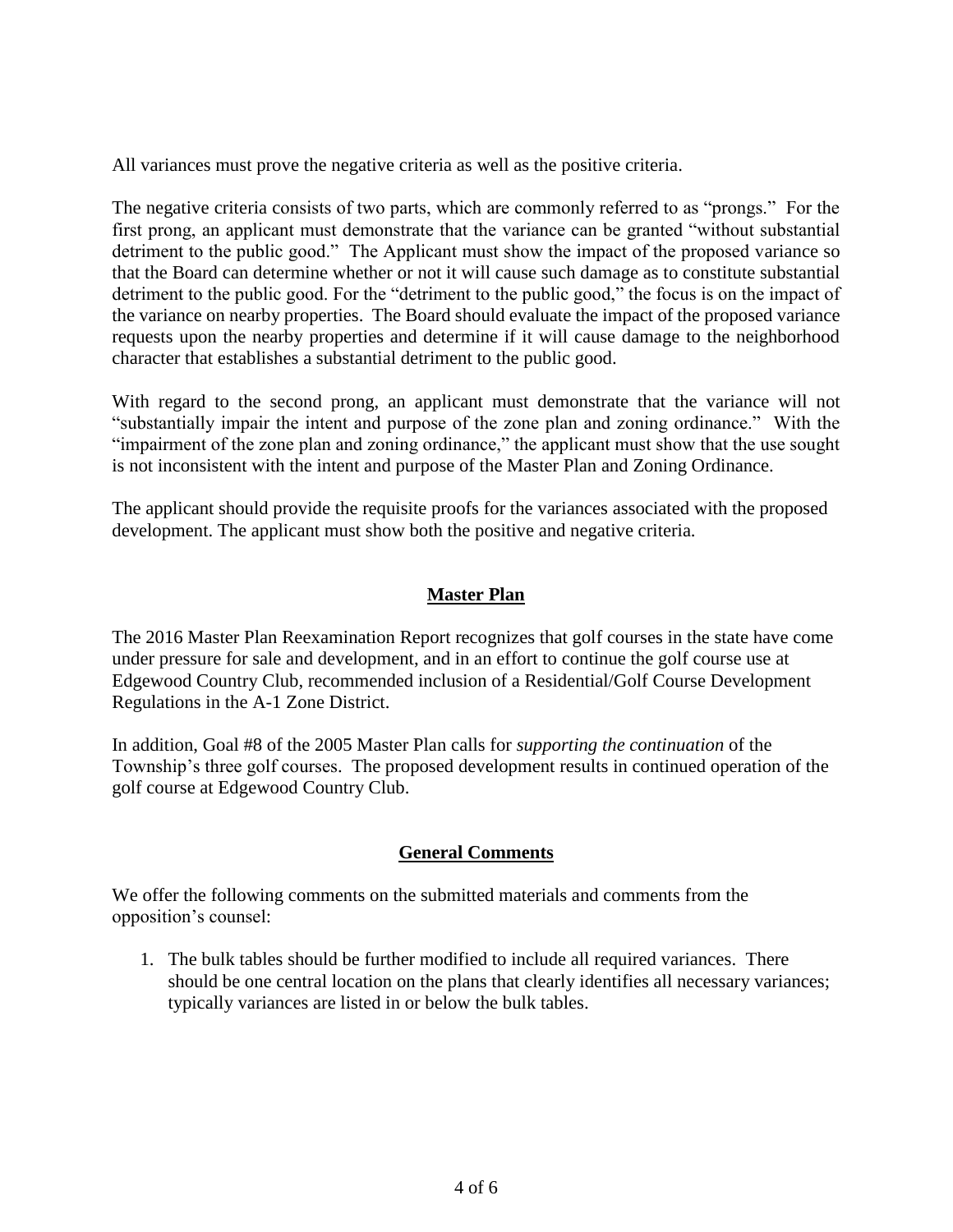All variances must prove the negative criteria as well as the positive criteria.

The negative criteria consists of two parts, which are commonly referred to as "prongs." For the first prong, an applicant must demonstrate that the variance can be granted "without substantial detriment to the public good." The Applicant must show the impact of the proposed variance so that the Board can determine whether or not it will cause such damage as to constitute substantial detriment to the public good. For the "detriment to the public good," the focus is on the impact of the variance on nearby properties. The Board should evaluate the impact of the proposed variance requests upon the nearby properties and determine if it will cause damage to the neighborhood character that establishes a substantial detriment to the public good.

With regard to the second prong, an applicant must demonstrate that the variance will not "substantially impair the intent and purpose of the zone plan and zoning ordinance." With the "impairment of the zone plan and zoning ordinance," the applicant must show that the use sought is not inconsistent with the intent and purpose of the Master Plan and Zoning Ordinance.

The applicant should provide the requisite proofs for the variances associated with the proposed development. The applicant must show both the positive and negative criteria.

## Master Plan

The 2016 Master Plan Reexamination Report recognizes that golf courses in the state have come under pressure for sale and development, and in an effort to continue the golf course use at Edgewood Country Club, recommended inclusion of a Residential/Golf Course Development Regulations in the A-1 Zone District.

In addition, Goal #8 of the 2005 Master Plan calls for *supporting the continuation* of the Township's three golf courses. The proposed development results in continued operation of the golf course at Edgewood Country Club.

## General Comments

We offer the following comments on the submitted materials and comments from the opposition's counsel:

1. The bulk tables should be further modified to include all required variances. There should be one central location on the plans that clearly identifies all necessary variances; typically variances are listed in or below the bulk tables.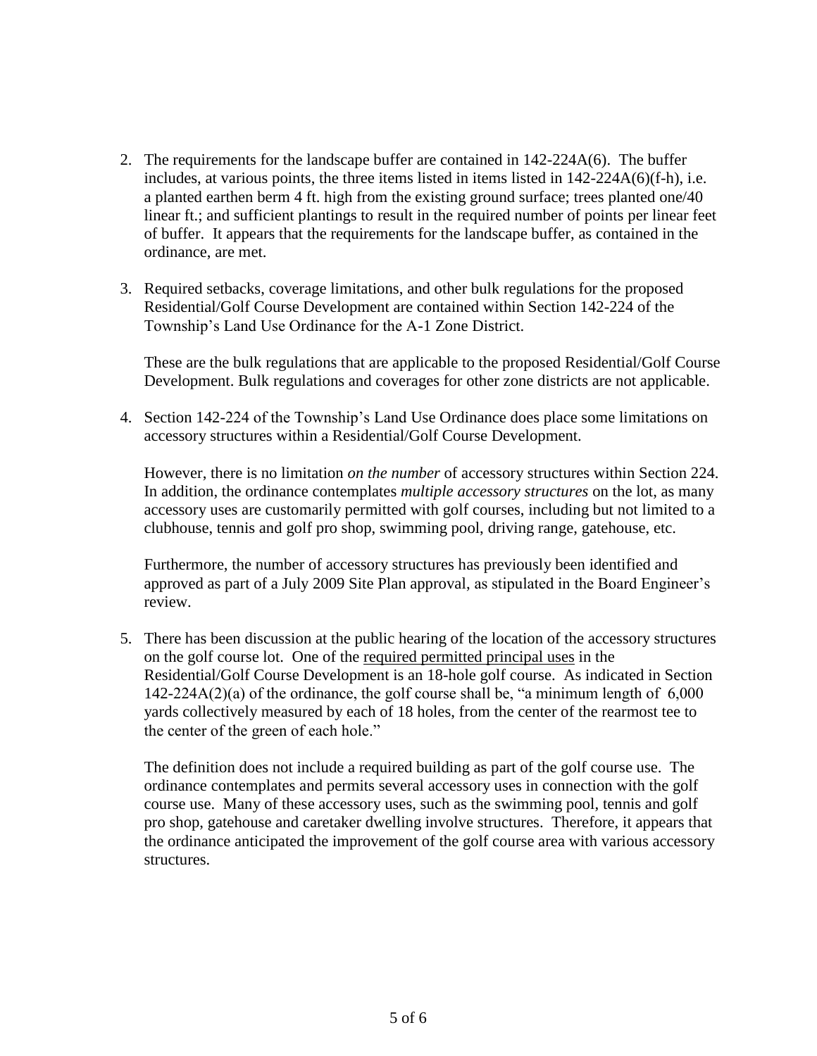2. The requirements for the landscape buffer are contained in 142-224A(6). The buffer includes, at various points, the three items listed in items listed in 142-224A(6)(f-h), i.e. a planted earthen berm 4 ft. high from the existing ground surface; trees planted one/40 linear ft.; and sufficient plantings to result in the required number of points per linear feet of buffer. It appears that the requirements for the landscape buffer, as contained in the ordinance, are met.

3. Required setbacks, coverage limitations, and other bulk regulations for the proposed Residential/Golf Course Development are contained within Section 142-224 of the Township's Land Use Ordinance for the A-1 Zone District.

   These are the bulk regulations that are applicable to the proposed Residential/Golf Course Development. Bulk regulations and coverages for other zone districts are not applicable.

4. Section 142-224 of the Township's Land Use Ordinance does place some limitations on accessory structures within a Residential/Golf Course Development.

   However, there is no limitation *on the number* of accessory structures within Section 224. In addition, the ordinance contemplates *multiple accessory structures* on the lot, as many accessory uses are customarily permitted with golf courses, including but not limited to a clubhouse, tennis and golf pro shop, swimming pool, driving range, gatehouse, etc.

   Furthermore, the number of accessory structures has previously been identified and approved as part of a July 2009 Site Plan approval, as stipulated in the Board Engineer's review.

5. There has been discussion at the public hearing of the location of the accessory structures on the golf course lot. One of the <u>required permitted principal uses</u> in the Residential/Golf Course Development is an 18-hole golf course. As indicated in Section 142-224A(2)(a) of the ordinance, the golf course shall be, "a minimum length of 6,000 yards collectively measured by each of 18 holes, from the center of the rearmost tee to the center of the green of each hole."

   The definition does not include a required building as part of the golf course use. The ordinance contemplates and permits several accessory uses in connection with the golf course use. Many of these accessory uses, such as the swimming pool, tennis and golf pro shop, gatehouse and caretaker dwelling involve structures. Therefore, it appears that the ordinance anticipated the improvement of the golf course area with various accessory structures.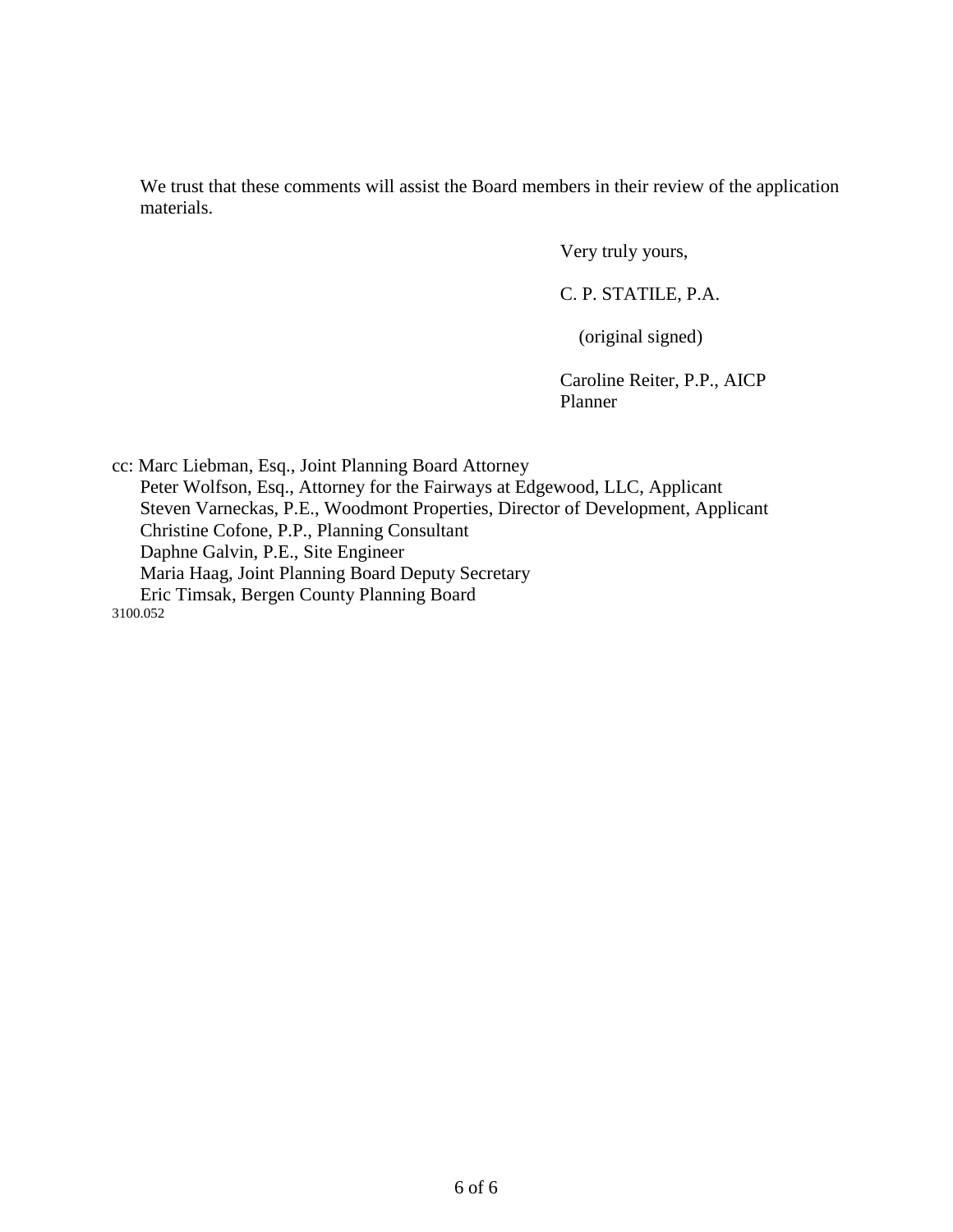We trust that these comments will assist the Board members in their review of the application materials.

Very truly yours,

C. P. STATILE, P.A.

(original signed)

Caroline Reiter, P.P., AICP
Planner

cc: Marc Liebman, Esq., Joint Planning Board Attorney
Peter Wolfson, Esq., Attorney for the Fairways at Edgewood, LLC, Applicant
Steven Varneckas, P.E., Woodmont Properties, Director of Development, Applicant
Christine Cofone, P.P., Planning Consultant
Daphne Galvin, P.E., Site Engineer
Maria Haag, Joint Planning Board Deputy Secretary
Eric Timsak, Bergen County Planning Board

3100.052